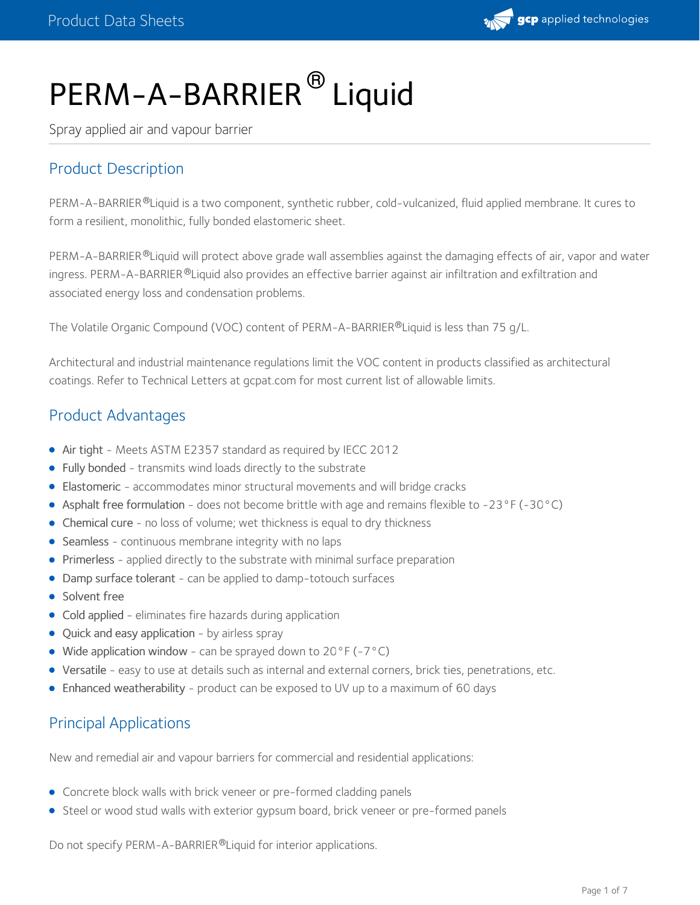# PERM-A-BARRIER® Liquid

Spray applied air and vapour barrier

## Product Description

PERM-A-BARRIER®Liquid is a two component, synthetic rubber, cold-vulcanized, fluid applied membrane. It cures to form a resilient, monolithic, fully bonded elastomeric sheet.

PERM-A-BARRIER®Liquid will protect above grade wall assemblies against the damaging effects of air, vapor and water ingress. PERM-A-BARRIER®Liquid also provides an effective barrier against air infiltration and exfiltration and associated energy loss and condensation problems.

The Volatile Organic Compound (VOC) content of PERM-A-BARRIER®Liquid is less than 75 g/L.

Architectural and industrial maintenance regulations limit the VOC content in products classified as architectural coatings. Refer to Technical Letters at gcpat.com for most current list of allowable limits.

## Product Advantages

- Air tight - Meets ASTM E2357 standard as required by IECC 2012
- Fully bonded - transmits wind loads directly to the substrate
- Elastomeric - accommodates minor structural movements and will bridge cracks
- Asphalt free formulation - does not become brittle with age and remains flexible to -23°F (-30°C)
- Chemical cure - no loss of volume; wet thickness is equal to dry thickness
- Seamless - continuous membrane integrity with no laps
- Primerless - applied directly to the substrate with minimal surface preparation
- Damp surface tolerant - can be applied to damp-totouch surfaces
- Solvent free
- Cold applied - eliminates fire hazards during application
- Quick and easy application - by airless spray
- Wide application window - can be sprayed down to 20°F (-7°C)
- Versatile - easy to use at details such as internal and external corners, brick ties, penetrations, etc.
- Enhanced weatherability - product can be exposed to UV up to a maximum of 60 days

## Principal Applications

New and remedial air and vapour barriers for commercial and residential applications:

- Concrete block walls with brick veneer or pre-formed cladding panels
- Steel or wood stud walls with exterior gypsum board, brick veneer or pre-formed panels

Do not specify PERM-A-BARRIER®Liquid for interior applications.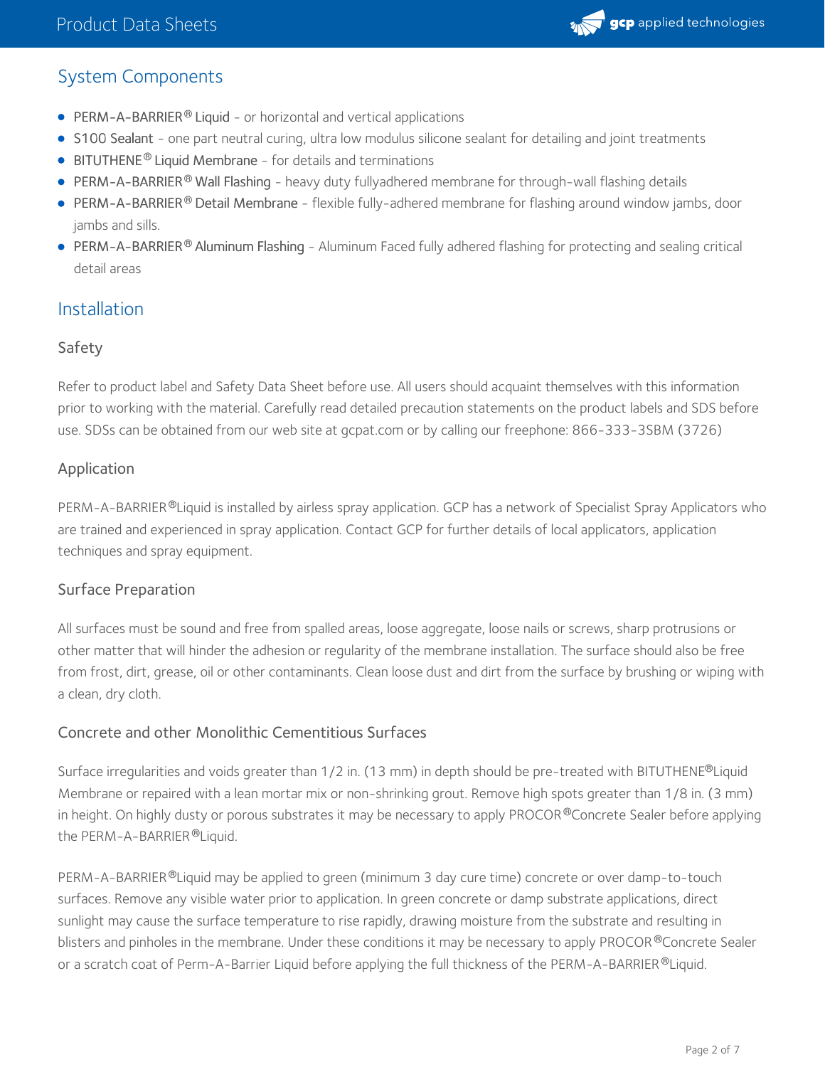## System Components

- PERM-A-BARRIER® Liquid - or horizontal and vertical applications
- S100 Sealant - one part neutral curing, ultra low modulus silicone sealant for detailing and joint treatments
- BITUTHENE® Liquid Membrane - for details and terminations
- PERM-A-BARRIER® Wall Flashing - heavy duty fullyadhered membrane for through-wall flashing details
- PERM-A-BARRIER® Detail Membrane - flexible fully-adhered membrane for flashing around window jambs, door jambs and sills.
- PERM-A-BARRIER® Aluminum Flashing - Aluminum Faced fully adhered flashing for protecting and sealing critical detail areas

## Installation

### Safety

Refer to product label and Safety Data Sheet before use. All users should acquaint themselves with this information prior to working with the material. Carefully read detailed precaution statements on the product labels and SDS before use. SDSs can be obtained from our web site at gcpat.com or by calling our freephone: 866-333-3SBM (3726)

### Application

PERM-A-BARRIER®Liquid is installed by airless spray application. GCP has a network of Specialist Spray Applicators who are trained and experienced in spray application. Contact GCP for further details of local applicators, application techniques and spray equipment.

### Surface Preparation

All surfaces must be sound and free from spalled areas, loose aggregate, loose nails or screws, sharp protrusions or other matter that will hinder the adhesion or regularity of the membrane installation. The surface should also be free from frost, dirt, grease, oil or other contaminants. Clean loose dust and dirt from the surface by brushing or wiping with a clean, dry cloth.

### Concrete and other Monolithic Cementitious Surfaces

Surface irregularities and voids greater than 1/2 in. (13 mm) in depth should be pre-treated with BITUTHENE®Liquid Membrane or repaired with a lean mortar mix or non-shrinking grout. Remove high spots greater than 1/8 in. (3 mm) in height. On highly dusty or porous substrates it may be necessary to apply PROCOR®Concrete Sealer before applying the PERM-A-BARRIER®Liquid.

PERM-A-BARRIER®Liquid may be applied to green (minimum 3 day cure time) concrete or over damp-to-touch surfaces. Remove any visible water prior to application. In green concrete or damp substrate applications, direct sunlight may cause the surface temperature to rise rapidly, drawing moisture from the substrate and resulting in blisters and pinholes in the membrane. Under these conditions it may be necessary to apply PROCOR®Concrete Sealer or a scratch coat of Perm-A-Barrier Liquid before applying the full thickness of the PERM-A-BARRIER®Liquid.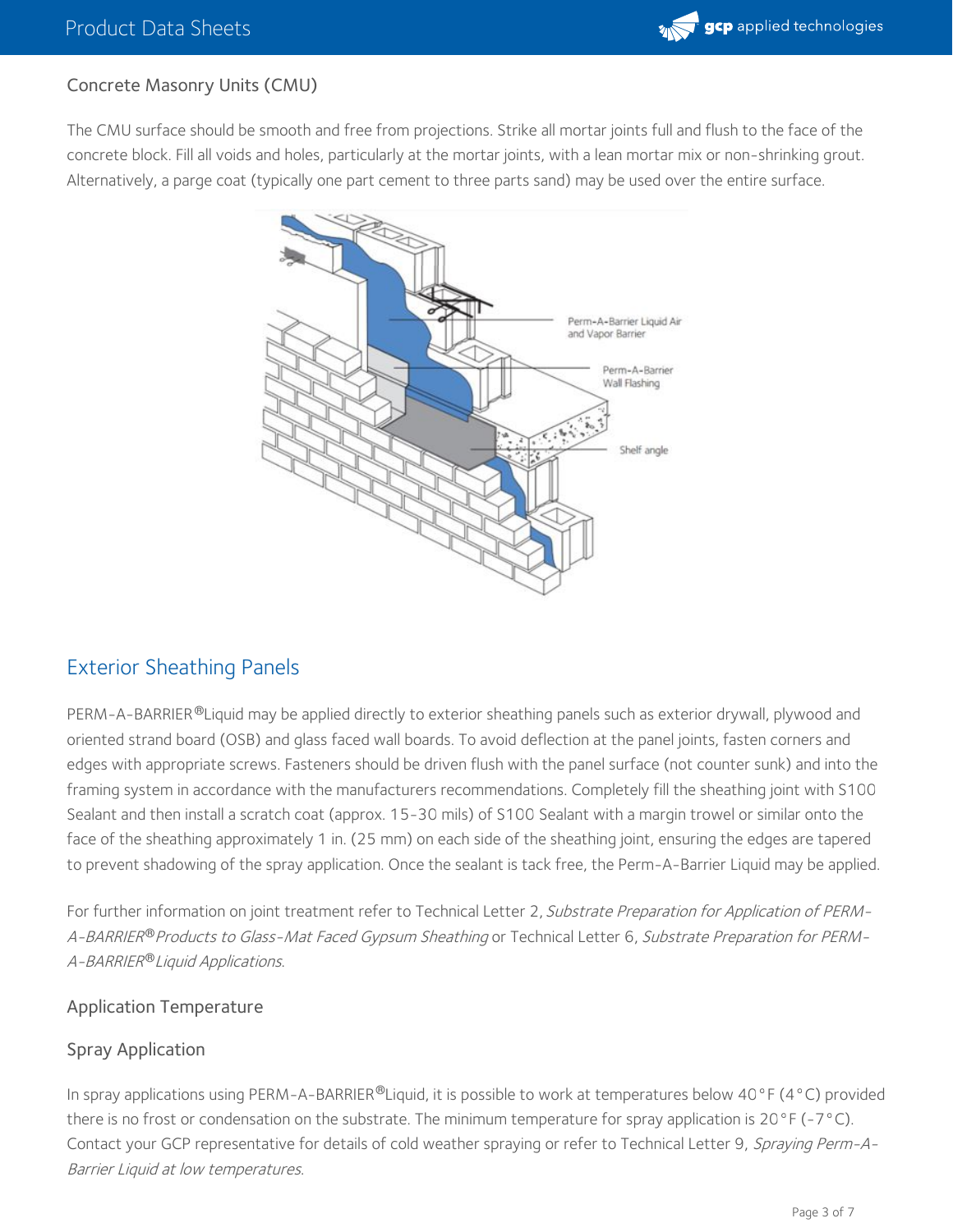### Concrete Masonry Units (CMU)

The CMU surface should be smooth and free from projections. Strike all mortar joints full and flush to the face of the concrete block. Fill all voids and holes, particularly at the mortar joints, with a lean mortar mix or non-shrinking grout. Alternatively, a parge coat (typically one part cement to three parts sand) may be used over the entire surface.

Perm-A-Barrier Liquid Air and Vapor Barrier

Perm-A-Barrier Wall Flashing

Shelf angle

## Exterior Sheathing Panels

PERM-A-BARRIER®Liquid may be applied directly to exterior sheathing panels such as exterior drywall, plywood and oriented strand board (OSB) and glass faced wall boards. To avoid deflection at the panel joints, fasten corners and edges with appropriate screws. Fasteners should be driven flush with the panel surface (not counter sunk) and into the framing system in accordance with the manufacturers recommendations. Completely fill the sheathing joint with S100 Sealant and then install a scratch coat (approx. 15-30 mils) of S100 Sealant with a margin trowel or similar onto the face of the sheathing approximately 1 in. (25 mm) on each side of the sheathing joint, ensuring the edges are tapered to prevent shadowing of the spray application. Once the sealant is tack free, the Perm-A-Barrier Liquid may be applied.

For further information on joint treatment refer to Technical Letter 2, *Substrate Preparation for Application of PERM-A-BARRIER® Products to Glass-Mat Faced Gypsum Sheathing* or Technical Letter 6, *Substrate Preparation for PERM-A-BARRIER® Liquid Applications*.

### Application Temperature

### Spray Application

In spray applications using PERM-A-BARRIER®Liquid, it is possible to work at temperatures below 40°F (4°C) provided there is no frost or condensation on the substrate. The minimum temperature for spray application is 20°F (-7°C). Contact your GCP representative for details of cold weather spraying or refer to Technical Letter 9, *Spraying Perm-A-Barrier Liquid at low temperatures*.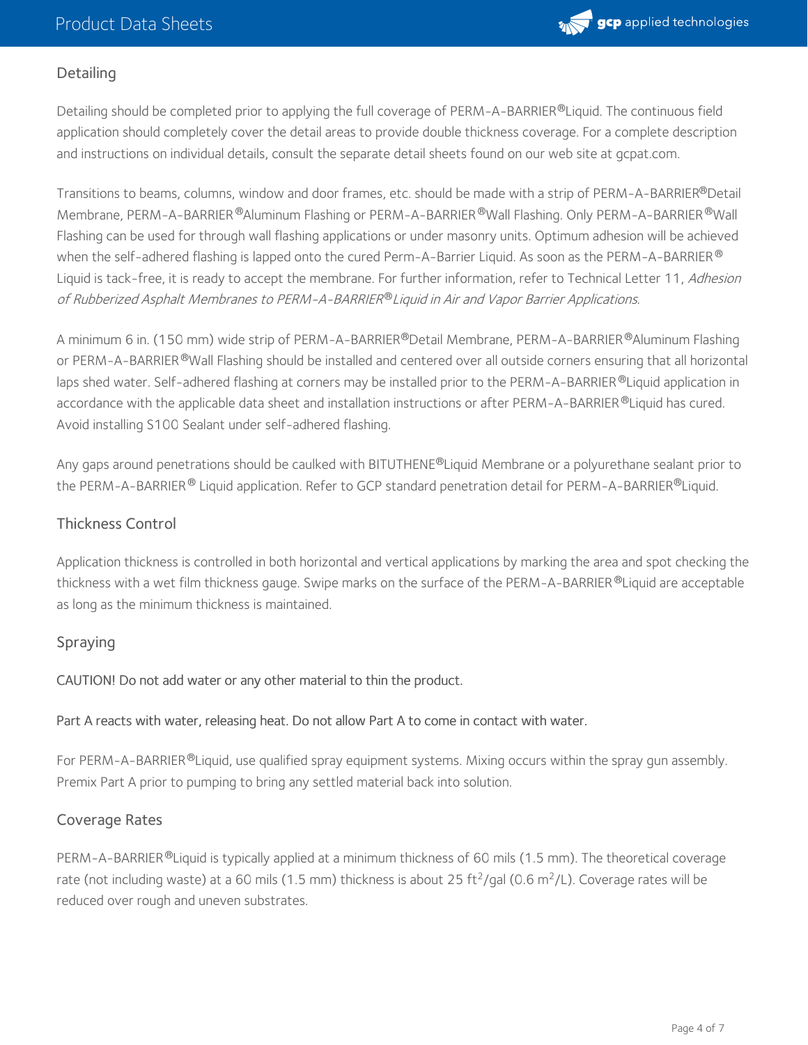## Detailing

Detailing should be completed prior to applying the full coverage of PERM-A-BARRIER®Liquid. The continuous field application should completely cover the detail areas to provide double thickness coverage. For a complete description and instructions on individual details, consult the separate detail sheets found on our web site at gcpat.com.

Transitions to beams, columns, window and door frames, etc. should be made with a strip of PERM-A-BARRIER®Detail Membrane, PERM-A-BARRIER®Aluminum Flashing or PERM-A-BARRIER®Wall Flashing. Only PERM-A-BARRIER®Wall Flashing can be used for through wall flashing applications or under masonry units. Optimum adhesion will be achieved when the self-adhered flashing is lapped onto the cured Perm-A-Barrier Liquid. As soon as the PERM-A-BARRIER® Liquid is tack-free, it is ready to accept the membrane. For further information, refer to Technical Letter 11, *Adhesion of Rubberized Asphalt Membranes to PERM-A-BARRIER®Liquid in Air and Vapor Barrier Applications*.

A minimum 6 in. (150 mm) wide strip of PERM-A-BARRIER®Detail Membrane, PERM-A-BARRIER®Aluminum Flashing or PERM-A-BARRIER®Wall Flashing should be installed and centered over all outside corners ensuring that all horizontal laps shed water. Self-adhered flashing at corners may be installed prior to the PERM-A-BARRIER®Liquid application in accordance with the applicable data sheet and installation instructions or after PERM-A-BARRIER®Liquid has cured. Avoid installing S100 Sealant under self-adhered flashing.

Any gaps around penetrations should be caulked with BITUTHENE®Liquid Membrane or a polyurethane sealant prior to the PERM-A-BARRIER® Liquid application. Refer to GCP standard penetration detail for PERM-A-BARRIER®Liquid.

## Thickness Control

Application thickness is controlled in both horizontal and vertical applications by marking the area and spot checking the thickness with a wet film thickness gauge. Swipe marks on the surface of the PERM-A-BARRIER®Liquid are acceptable as long as the minimum thickness is maintained.

## Spraying

CAUTION! Do not add water or any other material to thin the product.

Part A reacts with water, releasing heat. Do not allow Part A to come in contact with water.

For PERM-A-BARRIER®Liquid, use qualified spray equipment systems. Mixing occurs within the spray gun assembly. Premix Part A prior to pumping to bring any settled material back into solution.

## Coverage Rates

PERM-A-BARRIER®Liquid is typically applied at a minimum thickness of 60 mils (1.5 mm). The theoretical coverage rate (not including waste) at a 60 mils (1.5 mm) thickness is about 25 $ft^2$/gal (0.6 $m^2$/L). Coverage rates will be reduced over rough and uneven substrates.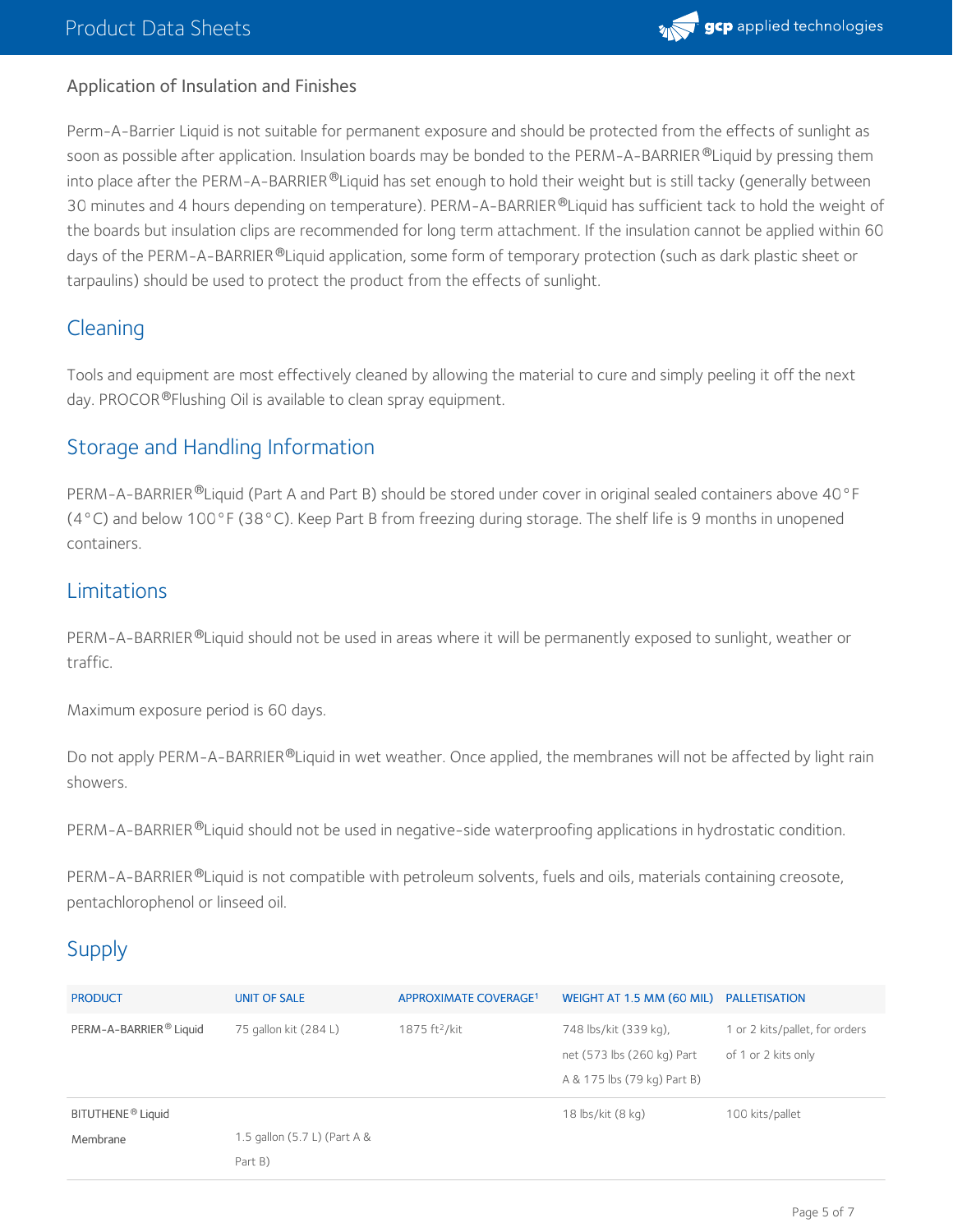## Application of Insulation and Finishes

Perm-A-Barrier Liquid is not suitable for permanent exposure and should be protected from the effects of sunlight as soon as possible after application. Insulation boards may be bonded to the PERM-A-BARRIER®Liquid by pressing them into place after the PERM-A-BARRIER®Liquid has set enough to hold their weight but is still tacky (generally between 30 minutes and 4 hours depending on temperature). PERM-A-BARRIER®Liquid has sufficient tack to hold the weight of the boards but insulation clips are recommended for long term attachment. If the insulation cannot be applied within 60 days of the PERM-A-BARRIER®Liquid application, some form of temporary protection (such as dark plastic sheet or tarpaulins) should be used to protect the product from the effects of sunlight.

## Cleaning

Tools and equipment are most effectively cleaned by allowing the material to cure and simply peeling it off the next day. PROCOR®Flushing Oil is available to clean spray equipment.

## Storage and Handling Information

PERM-A-BARRIER®Liquid (Part A and Part B) should be stored under cover in original sealed containers above 40°F (4°C) and below 100°F (38°C). Keep Part B from freezing during storage. The shelf life is 9 months in unopened containers.

## Limitations

PERM-A-BARRIER®Liquid should not be used in areas where it will be permanently exposed to sunlight, weather or traffic.

Maximum exposure period is 60 days.

Do not apply PERM-A-BARRIER®Liquid in wet weather. Once applied, the membranes will not be affected by light rain showers.

PERM-A-BARRIER®Liquid should not be used in negative-side waterproofing applications in hydrostatic condition.

PERM-A-BARRIER®Liquid is not compatible with petroleum solvents, fuels and oils, materials containing creosote, pentachlorophenol or linseed oil.

## Supply

| PRODUCT | UNIT OF SALE | APPROXIMATE COVERAGE[1] | WEIGHT AT 1.5 MM (60 MIL) | PALLETISATION |
|---|---|---|---|---|
| PERM-A-BARRIER® Liquid | 75 gallon kit (284 L) | 1875 ft²/kit | 748 lbs/kit (339 kg), net (573 lbs (260 kg) Part A & 175 lbs (79 kg) Part B) | 1 or 2 kits/pallet, for orders of 1 or 2 kits only |
| BITUTHENE® Liquid Membrane | 1.5 gallon (5.7 L) (Part A & Part B) | | 18 lbs/kit (8 kg) | 100 kits/pallet |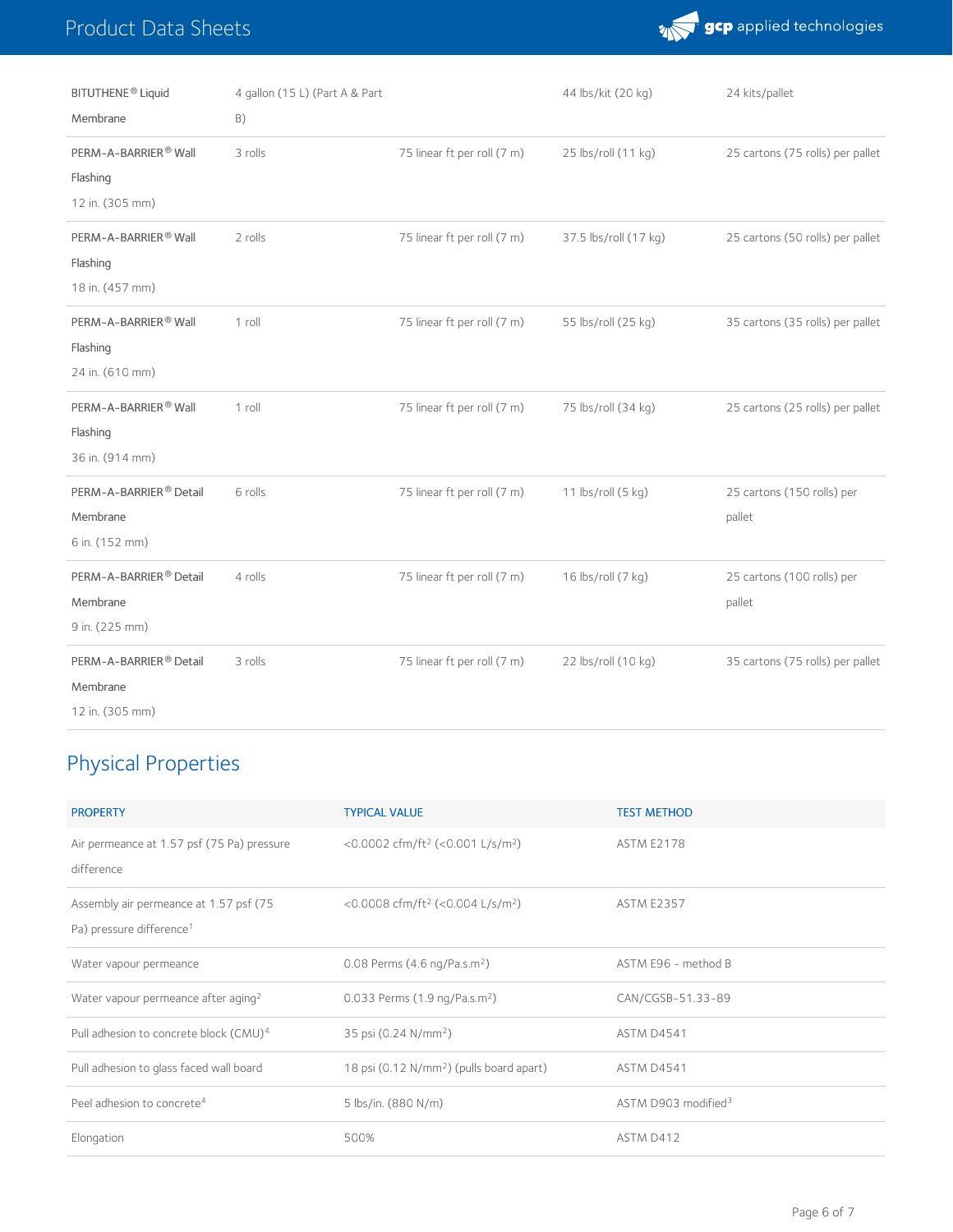| | | | | |
|---|---|---|---|---|
| BITUTHENE® Liquid Membrane | 4 gallon (15 L) (Part A & Part B) | | 44 lbs/kit (20 kg) | 24 kits/pallet |
| PERM-A-BARRIER® Wall Flashing 12 in. (305 mm) | 3 rolls | 75 linear ft per roll (7 m) | 25 lbs/roll (11 kg) | 25 cartons (75 rolls) per pallet |
| PERM-A-BARRIER® Wall Flashing 18 in. (457 mm) | 2 rolls | 75 linear ft per roll (7 m) | 37.5 lbs/roll (17 kg) | 25 cartons (50 rolls) per pallet |
| PERM-A-BARRIER® Wall Flashing 24 in. (610 mm) | 1 roll | 75 linear ft per roll (7 m) | 55 lbs/roll (25 kg) | 35 cartons (35 rolls) per pallet |
| PERM-A-BARRIER® Wall Flashing 36 in. (914 mm) | 1 roll | 75 linear ft per roll (7 m) | 75 lbs/roll (34 kg) | 25 cartons (25 rolls) per pallet |
| PERM-A-BARRIER® Detail Membrane 6 in. (152 mm) | 6 rolls | 75 linear ft per roll (7 m) | 11 lbs/roll (5 kg) | 25 cartons (150 rolls) per pallet |
| PERM-A-BARRIER® Detail Membrane 9 in. (225 mm) | 4 rolls | 75 linear ft per roll (7 m) | 16 lbs/roll (7 kg) | 25 cartons (100 rolls) per pallet |
| PERM-A-BARRIER® Detail Membrane 12 in. (305 mm) | 3 rolls | 75 linear ft per roll (7 m) | 22 lbs/roll (10 kg) | 35 cartons (75 rolls) per pallet |

## Physical Properties

| PROPERTY | TYPICAL VALUE | TEST METHOD |
|---|---|---|
| Air permeance at 1.57 psf (75 Pa) pressure difference | <0.0002 cfm/ft² (<0.001 L/s/m²) | ASTM E2178 |
| Assembly air permeance at 1.57 psf (75 Pa) pressure difference[1] | <0.0008 cfm/ft² (<0.004 L/s/m²) | ASTM E2357 |
| Water vapour permeance | 0.08 Perms (4.6 ng/Pa.s.m²) | ASTM E96 - method B |
| Water vapour permeance after aging[2] | 0.033 Perms (1.9 ng/Pa.s.m²) | CAN/CGSB-51.33-89 |
| Pull adhesion to concrete block (CMU)[4] | 35 psi (0.24 N/mm²) | ASTM D4541 |
| Pull adhesion to glass faced wall board | 18 psi (0.12 N/mm²) (pulls board apart) | ASTM D4541 |
| Peel adhesion to concrete[4] | 5 lbs/in. (880 N/m) | ASTM D903 modified[3] |
| Elongation | 500% | ASTM D412 |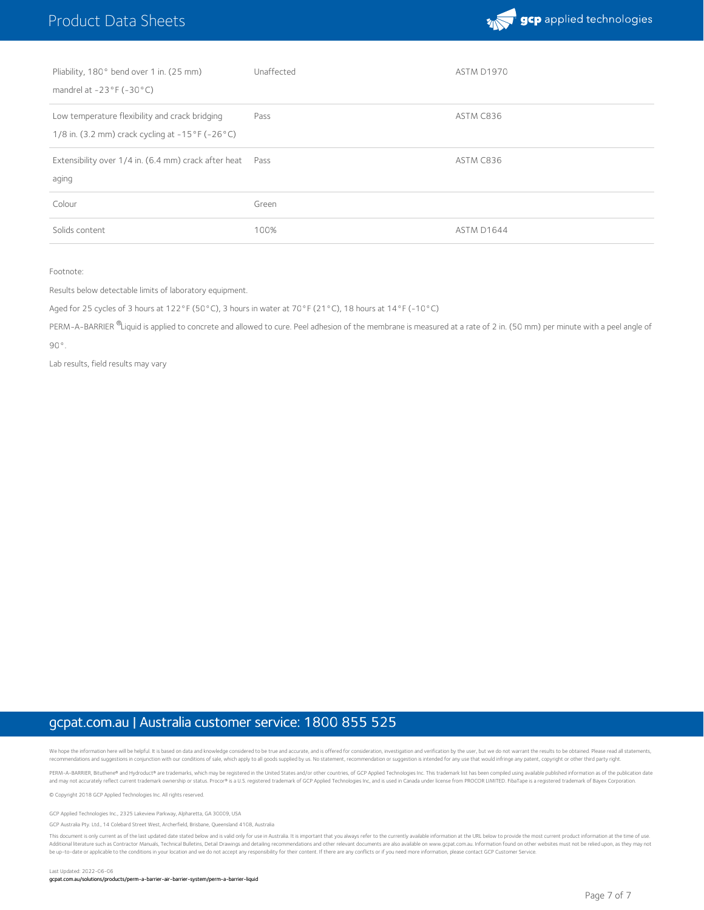| | | |
|---|---|---|
| Pliability, 180° bend over 1 in. (25 mm) mandrel at -23°F (-30°C) | Unaffected | ASTM D1970 |
| Low temperature flexibility and crack bridging 1/8 in. (3.2 mm) crack cycling at -15°F (-26°C) | Pass | ASTM C836 |
| Extensibility over 1/4 in. (6.4 mm) crack after heat aging | Pass | ASTM C836 |
| Colour | Green | |
| Solids content | 100% | ASTM D1644 |

Footnote:

Results below detectable limits of laboratory equipment.

Aged for 25 cycles of 3 hours at 122°F (50°C), 3 hours in water at 70°F (21°C), 18 hours at 14°F (-10°C)

PERM-A-BARRIER ® Liquid is applied to concrete and allowed to cure. Peel adhesion of the membrane is measured at a rate of 2 in. (50 mm) per minute with a peel angle of 90°.

Lab results, field results may vary

gcpat.com.au | Australia customer service: 1800 855 525

We hope the information here will be helpful. It is based on data and knowledge considered to be true and accurate, and is offered for consideration, investigation and verification by the user, but we do not warrant the results to be obtained. Please read all statements, recommendations and suggestions in conjunction with our conditions of sale, which apply to all goods supplied by us. No statement, recommendation or suggestion is intended for any use that would infringe any patent, copyright or other third party right.

PERM-A-BARRIER, Bituthene® and Hydroduct® are trademarks, which may be registered in the United States and/or other countries, of GCP Applied Technologies Inc. This trademark list has been compiled using available published information as of the publication date and may not accurately reflect current trademark ownership or status. Procor® is a U.S. registered trademark of GCP Applied Technologies Inc, and is used in Canada under license from PROCOR LIMITED. FibaTape is a registered trademark of Bayex Corporation.

© Copyright 2018 GCP Applied Technologies Inc. All rights reserved.

GCP Applied Technologies Inc., 2325 Lakeview Parkway, Alpharetta, GA 30009, USA

GCP Australia Pty. Ltd., 14 Colebard Street West, Archerfield, Brisbane, Queensland 4108, Australia

This document is only current as of the last updated date stated below and is valid only for use in Australia. It is important that you always refer to the currently available information at the URL below to provide the most current product information at the time of use. Additional literature such as Contractor Manuals, Technical Bulletins, Detail Drawings and detailing recommendations and other relevant documents are also available on www.gcpat.com.au. Information found on other websites must not be relied upon, as they may not be up-to-date or applicable to the conditions in your location and we do not accept any responsibility for their content. If there are any conflicts or if you need more information, please contact GCP Customer Service.

Last Updated: 2022-06-06

gcpat.com.au/solutions/products/perm-a-barrier-air-barrier-system/perm-a-barrier-liquid